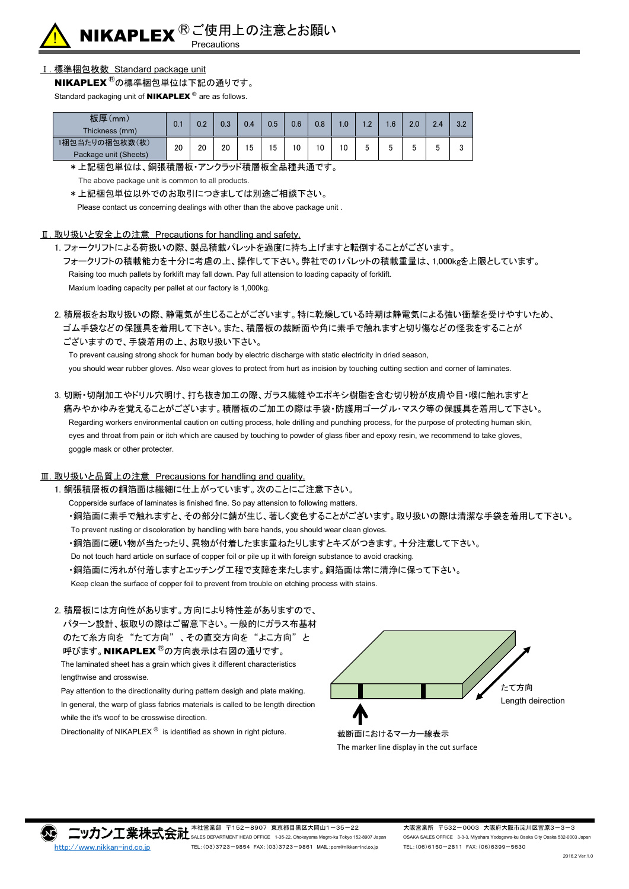# NIKAPLEX®ご使用上の注意とお願い

Precautions

## Ⅰ. 標準梱包枚数 Standard package unit

**NIKAPLEX**®の標準梱包単位は下記の通りです。

Standard packaging unit of **NIKAPLEX**® are as follows.

| 板厚(mm) Thickness (mm) | 0.1 | 0.2 | 0.3 | 0.4 | 0.5 | 0.6 | 0.8 | 1.0 | 1.2 | 1.6 | 2.0 | 2.4 | 3.2 |
|---|---|---|---|---|---|---|---|---|---|---|---|---|---|
| 1梱包当たりの梱包枚数(枚) Package unit (Sheets) | 20 | 20 | 20 | 15 | 15 | 10 | 10 | 10 | 5 | 5 | 5 | 5 | 3 |

＊上記梱包単位は、銅張積層板・アンクラッド積層板全品種共通です。

The above package unit is common to all products.

＊上記梱包単位以外でのお取引につきましては別途ご相談下さい。

Please contact us concerning dealings with other than the above package unit .

## Ⅱ. 取り扱いと安全上の注意 Precautions for handling and safety.

1. フォークリフトによる荷扱いの際、製品積載パレットを過度に持ち上げますと転倒することがございます。
フォークリフトの積載能力を十分に考慮の上、操作して下さい。弊社での1パレットの積載重量は、1,000kgを上限としています。
Raising too much pallets by forklift may fall down. Pay full attension to loading capacity of forklift.
Maxium loading capacity per pallet at our factory is 1,000kg.

2. 積層板をお取り扱いの際、静電気が生じることがございます。特に乾燥している時期は静電気による強い衝撃を受けやすいため、ゴム手袋などの保護具を着用して下さい。また、積層板の裁断面や角に素手で触れますと切り傷などの怪我をすることがございますので、手袋着用の上、お取り扱い下さい。
To prevent causing strong shock for human body by electric discharge with static electricity in dried season, you should wear rubber gloves. Also wear gloves to protect from hurt as incision by touching cutting section and corner of laminates.

3. 切断・切削加工やドリル穴明け、打ち抜き加工の際、ガラス繊維やエポキシ樹脂を含む切り粉が皮膚や目・喉に触れますと痛みやかゆみを覚えることがございます。積層板のご加工の際は手袋・防護用ゴーグル・マスク等の保護具を着用して下さい。
Regarding workers environmental caution on cutting process, hole drilling and punching process, for the purpose of protecting human skin, eyes and throat from pain or itch which are caused by touching to powder of glass fiber and epoxy resin, we recommend to take gloves, goggle mask or other protecter.

## Ⅲ. 取り扱いと品質上の注意 Precausions for handling and quality.

1. 銅張積層板の銅箔面は繊細に仕上がっています。次のことにご注意下さい。
Copperside surface of laminates is finished fine. So pay attention to following matters.
   - 銅箔面に素手で触れますと、その部分に錆が生じ、著しく変色することがございます。取り扱いの際は清潔な手袋を着用して下さい。
   To prevent rusting or discoloration by handling with bare hands, you should wear clean gloves.
   - 銅箔面に硬い物が当たったり、異物が付着したまま重ねたりしますとキズがつきます。十分注意して下さい。
   Do not touch hard article on surface of copper foil or pile up it with foreign substance to avoid cracking.
   - 銅箔面に汚れが付着しますとエッチング工程で支障を来たします。銅箔面は常に清浄に保って下さい。
   Keep clean the surface of copper foil to prevent from trouble on etching process with stains.

2. 積層板には方向性があります。方向により特性差がありますので、パターン設計、板取りの際はご留意下さい。一般的にガラス布基材のたて糸方向を"たて方向"、その直交方向を"よこ方向"と呼びます。**NIKAPLEX**®の方向表示は右図の通りです。
The laminated sheet has a grain which gives it different characteristics lengthwise and crosswise.
Pay attention to the directionality during pattern desigh and plate making.
In general, the warp of glass fabrics materials is called to be length direction while the it's woof to be crosswise direction.
Directionality of NIKAPLEX® is identified as shown in right picture.

たて方向
Length deirection

裁断面におけるマーカー線表示
The marker line display in the cut surface

ニッカン工業株式会社
http://www.nikkan-ind.co.jp

本社営業部 〒152－8907 東京都目黒区大岡山1－35－22
SALES DEPARTMENT HEAD OFFICE 1-35-22, Ohokayama Megro-ku Tokyo 152-8907 Japan
TEL:(03)3723－9854 FAX:(03)3723－9861 MAIL:pcm@nikkan-ind.co.jp

大阪営業所 〒532－0003 大阪府大阪市淀川区宮原3－3－3
OSAKA SALES OFFICE 3-3-3, Miyahara Yodogawa-ku Osaka City Osaka 532-0003 Japan
TEL:(06)6150－2811 FAX:(06)6399－5630

2016.2 Ver.1.0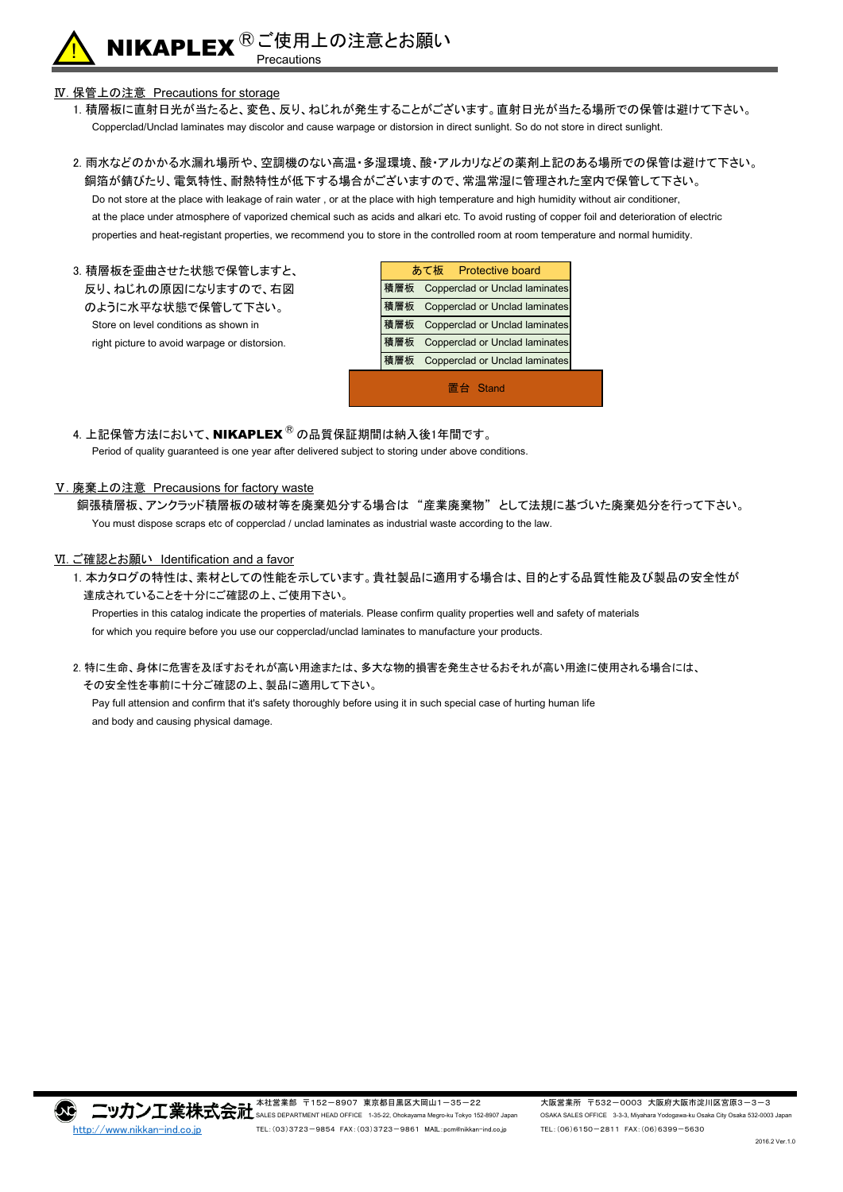# NIKAPLEX® ご使用上の注意とお願い

Precautions

## Ⅳ. 保管上の注意 Precautions for storage

1. 積層板に直射日光が当たると、変色、反り、ねじれが発生することがございます。直射日光が当たる場所での保管は避けて下さい。
   Copperclad/Unclad laminates may discolor and cause warpage or distorsion in direct sunlight. So do not store in direct sunlight.

2. 雨水などのかかる水漏れ場所や、空調機のない高温・多湿環境、酸・アルカリなどの薬剤上記のある場所での保管は避けて下さい。銅箔が錆びたり、電気特性、耐熱特性が低下する場合がございますので、常温常湿に管理された室内で保管して下さい。
   Do not store at the place with leakage of rain water , or at the place with high temperature and high humidity without air conditioner, at the place under atmosphere of vaporized chemical such as acids and alkari etc. To avoid rusting of copper foil and deterioration of electric properties and heat-registant properties, we recommend you to store in the controlled room at room temperature and normal humidity.

3. 積層板を歪曲させた状態で保管しますと、反り、ねじれの原因になりますので、右図のように水平な状態で保管して下さい。
   Store on level conditions as shown in right picture to avoid warpage or distorsion.

| |
|---|
| あて板 Protective board |
| 積層板 Copperclad or Unclad laminates |
| 積層板 Copperclad or Unclad laminates |
| 積層板 Copperclad or Unclad laminates |
| 積層板 Copperclad or Unclad laminates |
| 積層板 Copperclad or Unclad laminates |
| 置台 Stand |

4. 上記保管方法において、**NIKAPLEX**® の品質保証期間は納入後1年間です。
   Period of quality guaranteed is one year after delivered subject to storing under above conditions.

## Ⅴ. 廃棄上の注意 Precausions for factory waste

銅張積層板、アンクラッド積層板の破材等を廃棄処分する場合は “産業廃棄物” として法規に基づいた廃棄処分を行って下さい。
You must dispose scraps etc of copperclad / unclad laminates as industrial waste according to the law.

## Ⅵ. ご確認とお願い Identification and a favor

1. 本カタログの特性は、素材としての性能を示しています。貴社製品に適用する場合は、目的とする品質性能及び製品の安全性が達成されていることを十分にご確認の上、ご使用下さい。
   Properties in this catalog indicate the properties of materials. Please confirm quality properties well and safety of materials for which you require before you use our copperclad/unclad laminates to manufacture your products.

2. 特に生命、身体に危害を及ぼすおそれが高い用途または、多大な物的損害を発生させるおそれが高い用途に使用される場合には、その安全性を事前に十分ご確認の上、製品に適用して下さい。
   Pay full attension and confirm that it's safety thoroughly before using it in such special case of hurting human life and body and causing physical damage.

ニッカン工業株式会社
http://www.nikkan-ind.co.jp

本社営業部 〒152−8907 東京都目黒区大岡山1−35−22
SALES DEPARTMENT HEAD OFFICE 1-35-22, Ohokayama Megro-ku Tokyo 152-8907 Japan
TEL:(03)3723−9854 FAX:(03)3723−9861 MAIL:pcm@nikkan-ind.co.jp

大阪営業所 〒532−0003 大阪府大阪市淀川区宮原3−3−3
OSAKA SALES OFFICE 3-3-3, Miyahara Yodogawa-ku Osaka City Osaka 532-0003 Japan
TEL:(06)6150−2811 FAX:(06)6399−5630

2016.2 Ver.1.0